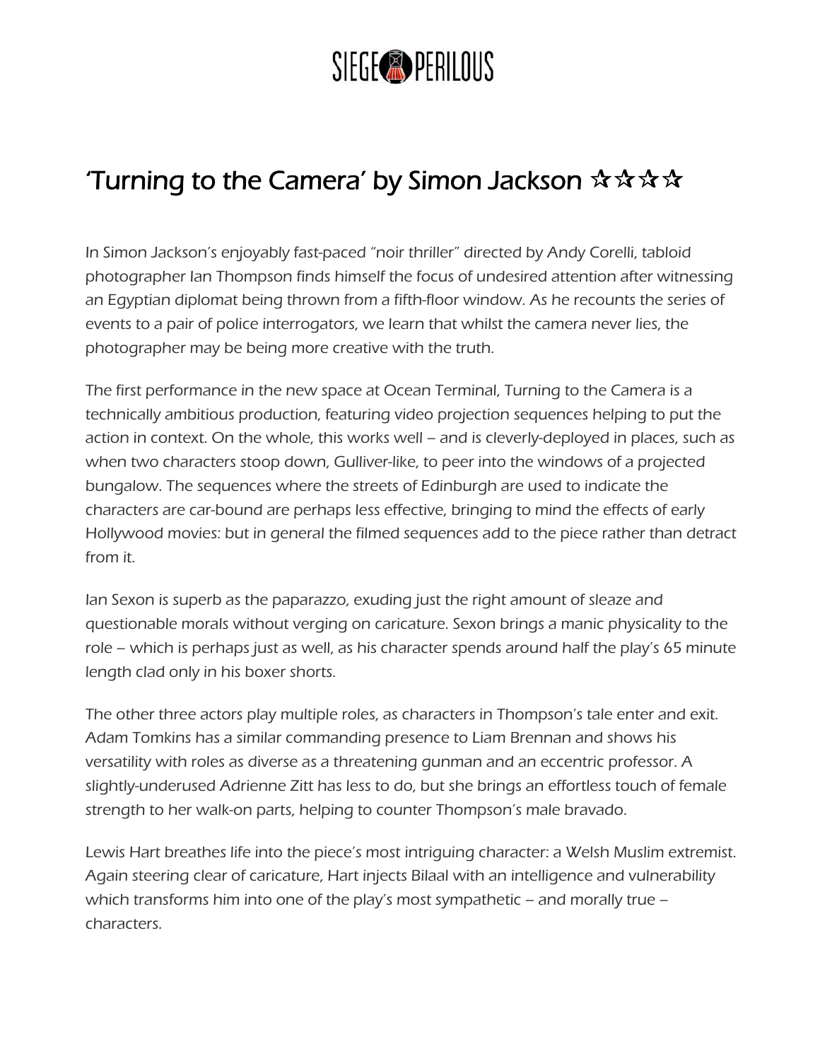# 'Turning to the Camera' by Simon Jackson ☆☆☆☆

In Simon Jackson's enjoyably fast-paced "noir thriller" directed by Andy Corelli, tabloid photographer Ian Thompson finds himself the focus of undesired attention after witnessing an Egyptian diplomat being thrown from a fifth-floor window. As he recounts the series of events to a pair of police interrogators, we learn that whilst the camera never lies, the photographer may be being more creative with the truth.

The first performance in the new space at Ocean Terminal, Turning to the Camera is a technically ambitious production, featuring video projection sequences helping to put the action in context. On the whole, this works well – and is cleverly-deployed in places, such as when two characters stoop down, Gulliver-like, to peer into the windows of a projected bungalow. The sequences where the streets of Edinburgh are used to indicate the characters are car-bound are perhaps less effective, bringing to mind the effects of early Hollywood movies: but in general the filmed sequences add to the piece rather than detract from it.

Ian Sexon is superb as the paparazzo, exuding just the right amount of sleaze and questionable morals without verging on caricature. Sexon brings a manic physicality to the role – which is perhaps just as well, as his character spends around half the play's 65 minute length clad only in his boxer shorts.

The other three actors play multiple roles, as characters in Thompson's tale enter and exit. Adam Tomkins has a similar commanding presence to Liam Brennan and shows his versatility with roles as diverse as a threatening gunman and an eccentric professor. A slightly-underused Adrienne Zitt has less to do, but she brings an effortless touch of female strength to her walk-on parts, helping to counter Thompson's male bravado.

Lewis Hart breathes life into the piece's most intriguing character: a Welsh Muslim extremist. Again steering clear of caricature, Hart injects Bilaal with an intelligence and vulnerability which transforms him into one of the play's most sympathetic – and morally true – characters.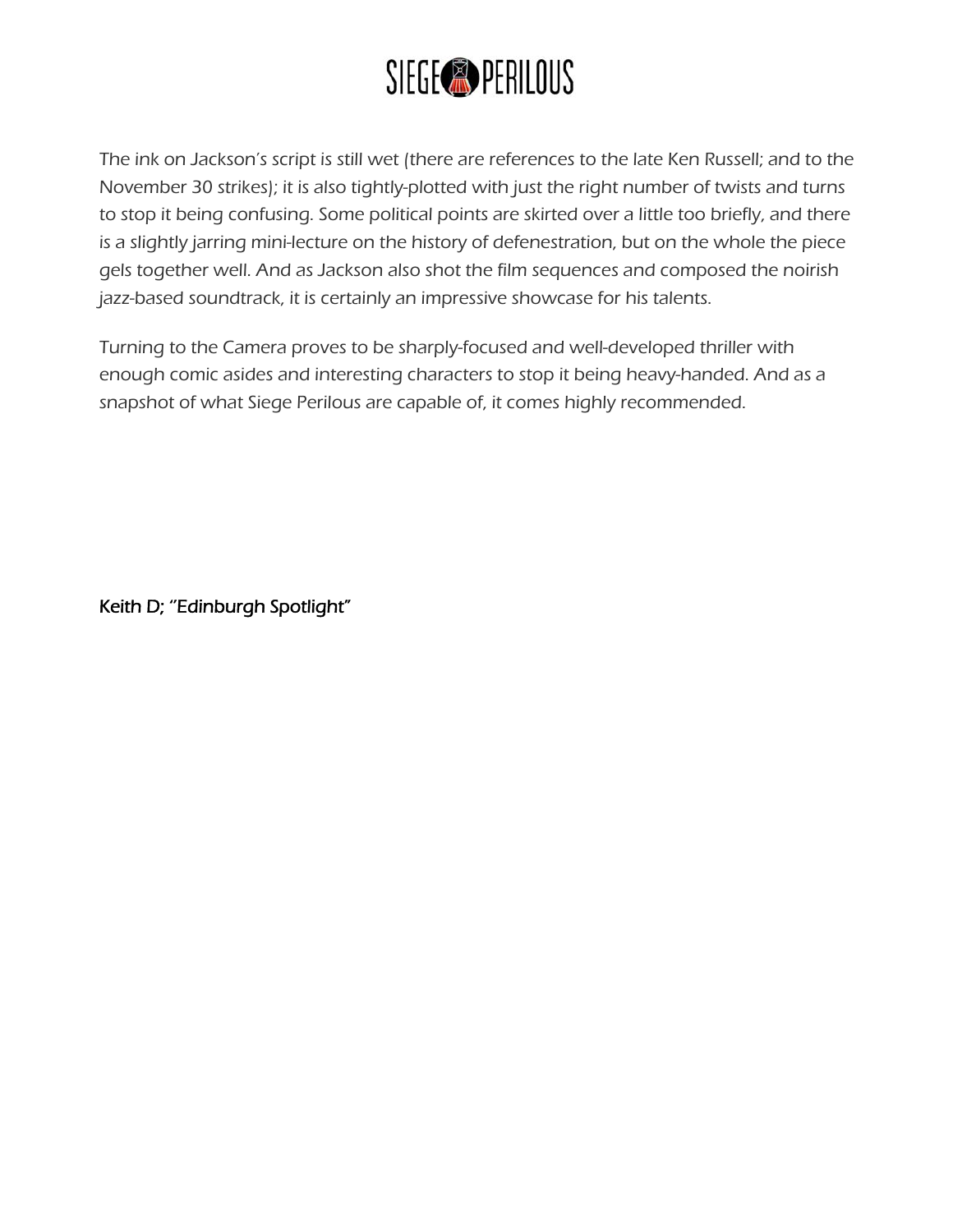The ink on Jackson's script is still wet (there are references to the late Ken Russell; and to the November 30 strikes); it is also tightly-plotted with just the right number of twists and turns to stop it being confusing. Some political points are skirted over a little too briefly, and there is a slightly jarring mini-lecture on the history of defenestration, but on the whole the piece gels together well. And as Jackson also shot the film sequences and composed the noirish jazz-based soundtrack, it is certainly an impressive showcase for his talents.

Turning to the Camera proves to be sharply-focused and well-developed thriller with enough comic asides and interesting characters to stop it being heavy-handed. And as a snapshot of what Siege Perilous are capable of, it comes highly recommended.

Keith D; "Edinburgh Spotlight"